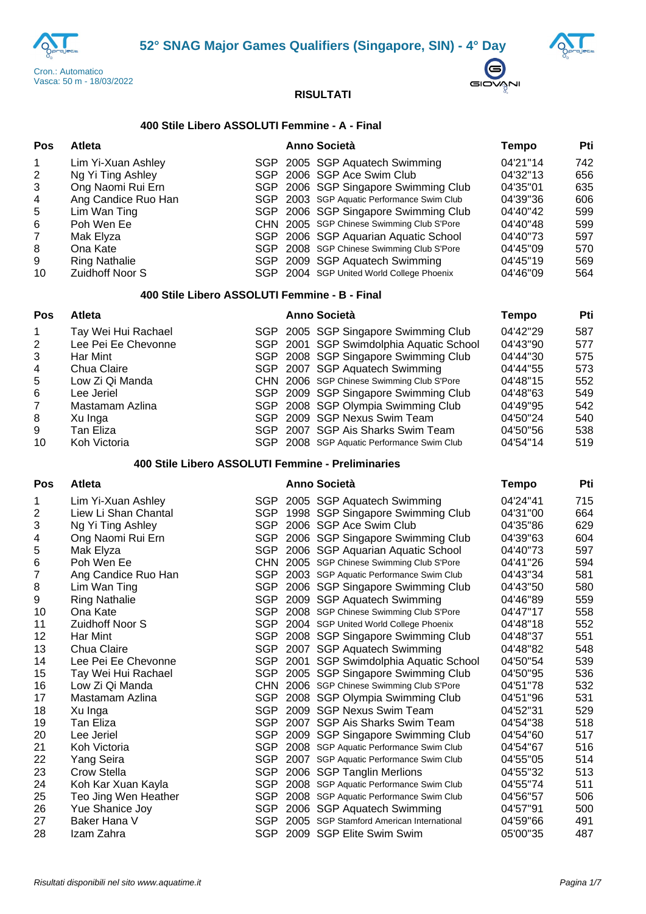# 52° SNAG Major Games Qualifiers (Singapore, SIN) - 4° Day

Cron.: Automatico
Vasca: 50 m - 18/03/2022

## RISULTATI

### 400 Stile Libero ASSOLUTI Femmine - A - Final

| Pos | Atleta | | Anno | Società | Tempo | Pti |
|---|---|---|---|---|---|---|
| 1 | Lim Yi-Xuan Ashley | SGP | 2005 | SGP Aquatech Swimming | 04'21"14 | 742 |
| 2 | Ng Yi Ting Ashley | SGP | 2006 | SGP Ace Swim Club | 04'32"13 | 656 |
| 3 | Ong Naomi Rui Ern | SGP | 2006 | SGP Singapore Swimming Club | 04'35"01 | 635 |
| 4 | Ang Candice Ruo Han | SGP | 2003 | SGP Aquatic Performance Swim Club | 04'39"36 | 606 |
| 5 | Lim Wan Ting | SGP | 2006 | SGP Singapore Swimming Club | 04'40"42 | 599 |
| 6 | Poh Wen Ee | CHN | 2005 | SGP Chinese Swimming Club S'Pore | 04'40"48 | 599 |
| 7 | Mak Elyza | SGP | 2006 | SGP Aquarian Aquatic School | 04'40"73 | 597 |
| 8 | Ona Kate | SGP | 2008 | SGP Chinese Swimming Club S'Pore | 04'45"09 | 570 |
| 9 | Ring Nathalie | SGP | 2009 | SGP Aquatech Swimming | 04'45"19 | 569 |
| 10 | Zuidhoff Noor S | SGP | 2004 | SGP United World College Phoenix | 04'46"09 | 564 |

### 400 Stile Libero ASSOLUTI Femmine - B - Final

| Pos | Atleta | | Anno | Società | Tempo | Pti |
|---|---|---|---|---|---|---|
| 1 | Tay Wei Hui Rachael | SGP | 2005 | SGP Singapore Swimming Club | 04'42"29 | 587 |
| 2 | Lee Pei Ee Chevonne | SGP | 2001 | SGP Swimdolphia Aquatic School | 04'43"90 | 577 |
| 3 | Har Mint | SGP | 2008 | SGP Singapore Swimming Club | 04'44"30 | 575 |
| 4 | Chua Claire | SGP | 2007 | SGP Aquatech Swimming | 04'44"55 | 573 |
| 5 | Low Zi Qi Manda | CHN | 2006 | SGP Chinese Swimming Club S'Pore | 04'48"15 | 552 |
| 6 | Lee Jeriel | SGP | 2009 | SGP Singapore Swimming Club | 04'48"63 | 549 |
| 7 | Mastamam Azlina | SGP | 2008 | SGP Olympia Swimming Club | 04'49"95 | 542 |
| 8 | Xu Inga | SGP | 2009 | SGP Nexus Swim Team | 04'50"24 | 540 |
| 9 | Tan Eliza | SGP | 2007 | SGP Ais Sharks Swim Team | 04'50"56 | 538 |
| 10 | Koh Victoria | SGP | 2008 | SGP Aquatic Performance Swim Club | 04'54"14 | 519 |

### 400 Stile Libero ASSOLUTI Femmine - Preliminaries

| Pos | Atleta | | Anno | Società | Tempo | Pti |
|---|---|---|---|---|---|---|
| 1 | Lim Yi-Xuan Ashley | SGP | 2005 | SGP Aquatech Swimming | 04'24"41 | 715 |
| 2 | Liew Li Shan Chantal | SGP | 1998 | SGP Singapore Swimming Club | 04'31"00 | 664 |
| 3 | Ng Yi Ting Ashley | SGP | 2006 | SGP Ace Swim Club | 04'35"86 | 629 |
| 4 | Ong Naomi Rui Ern | SGP | 2006 | SGP Singapore Swimming Club | 04'39"63 | 604 |
| 5 | Mak Elyza | SGP | 2006 | SGP Aquarian Aquatic School | 04'40"73 | 597 |
| 6 | Poh Wen Ee | CHN | 2005 | SGP Chinese Swimming Club S'Pore | 04'41"26 | 594 |
| 7 | Ang Candice Ruo Han | SGP | 2003 | SGP Aquatic Performance Swim Club | 04'43"34 | 581 |
| 8 | Lim Wan Ting | SGP | 2006 | SGP Singapore Swimming Club | 04'43"50 | 580 |
| 9 | Ring Nathalie | SGP | 2009 | SGP Aquatech Swimming | 04'46"89 | 559 |
| 10 | Ona Kate | SGP | 2008 | SGP Chinese Swimming Club S'Pore | 04'47"17 | 558 |
| 11 | Zuidhoff Noor S | SGP | 2004 | SGP United World College Phoenix | 04'48"18 | 552 |
| 12 | Har Mint | SGP | 2008 | SGP Singapore Swimming Club | 04'48"37 | 551 |
| 13 | Chua Claire | SGP | 2007 | SGP Aquatech Swimming | 04'48"82 | 548 |
| 14 | Lee Pei Ee Chevonne | SGP | 2001 | SGP Swimdolphia Aquatic School | 04'50"54 | 539 |
| 15 | Tay Wei Hui Rachael | SGP | 2005 | SGP Singapore Swimming Club | 04'50"95 | 536 |
| 16 | Low Zi Qi Manda | CHN | 2006 | SGP Chinese Swimming Club S'Pore | 04'51"78 | 532 |
| 17 | Mastamam Azlina | SGP | 2008 | SGP Olympia Swimming Club | 04'51"96 | 531 |
| 18 | Xu Inga | SGP | 2009 | SGP Nexus Swim Team | 04'52"31 | 529 |
| 19 | Tan Eliza | SGP | 2007 | SGP Ais Sharks Swim Team | 04'54"38 | 518 |
| 20 | Lee Jeriel | SGP | 2009 | SGP Singapore Swimming Club | 04'54"60 | 517 |
| 21 | Koh Victoria | SGP | 2008 | SGP Aquatic Performance Swim Club | 04'54"67 | 516 |
| 22 | Yang Seira | SGP | 2007 | SGP Aquatic Performance Swim Club | 04'55"05 | 514 |
| 23 | Crow Stella | SGP | 2006 | SGP Tanglin Merlions | 04'55"32 | 513 |
| 24 | Koh Kar Xuan Kayla | SGP | 2008 | SGP Aquatic Performance Swim Club | 04'55"74 | 511 |
| 25 | Teo Jing Wen Heather | SGP | 2008 | SGP Aquatic Performance Swim Club | 04'56"57 | 506 |
| 26 | Yue Shanice Joy | SGP | 2006 | SGP Aquatech Swimming | 04'57"91 | 500 |
| 27 | Baker Hana V | SGP | 2005 | SGP Stamford American International | 04'59"66 | 491 |
| 28 | Izam Zahra | SGP | 2009 | SGP Elite Swim Swim | 05'00"35 | 487 |

*Risultati disponibili nel sito www.aquatime.it*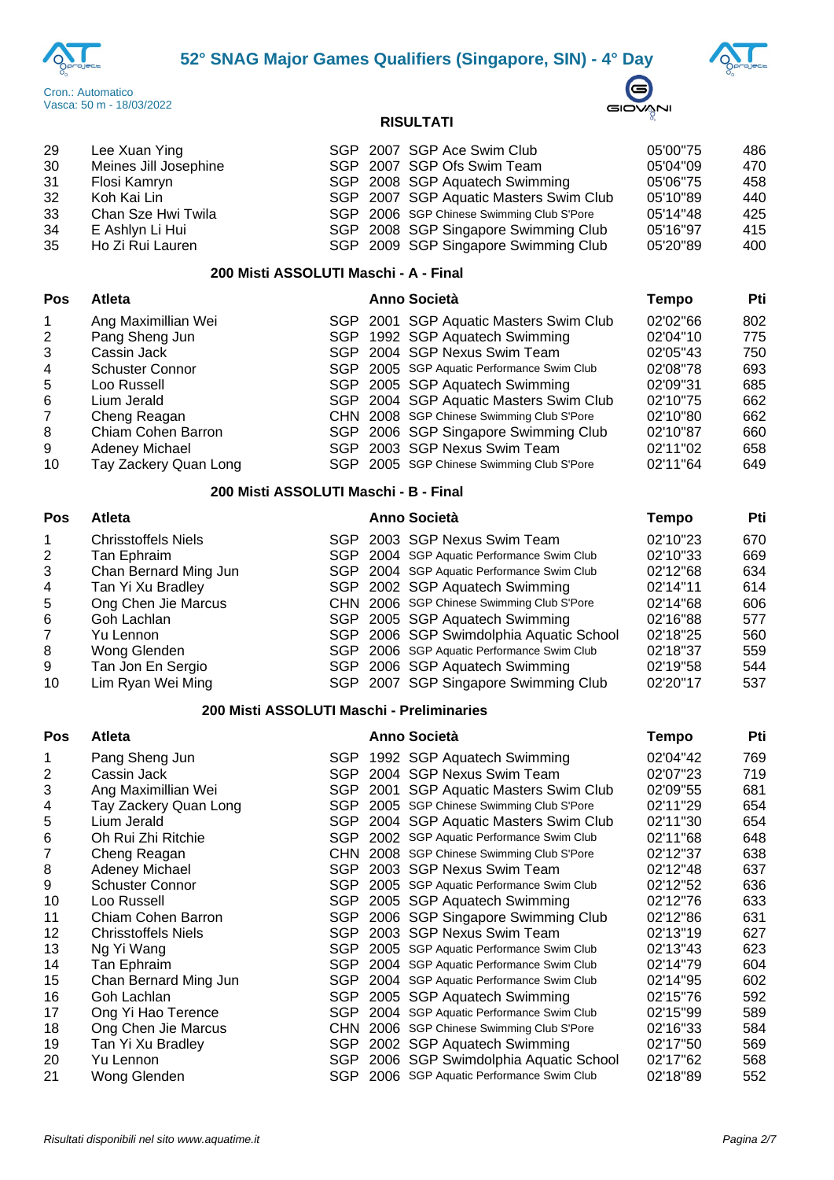# 52° SNAG Major Games Qualifiers (Singapore, SIN) - 4° Day

Cron.: Automatico
Vasca: 50 m - 18/03/2022

**RISULTATI**

| Pos | Atleta | | Anno | Società | Tempo | Pti |
|---|---|---|---|---|---|---|
| 29 | Lee Xuan Ying | SGP | 2007 | SGP Ace Swim Club | 05'00"75 | 486 |
| 30 | Meines Jill Josephine | SGP | 2007 | SGP Ofs Swim Team | 05'04"09 | 470 |
| 31 | Flosi Kamryn | SGP | 2008 | SGP Aquatech Swimming | 05'06"75 | 458 |
| 32 | Koh Kai Lin | SGP | 2007 | SGP Aquatic Masters Swim Club | 05'10"89 | 440 |
| 33 | Chan Sze Hwi Twila | SGP | 2006 | SGP Chinese Swimming Club S'Pore | 05'14"48 | 425 |
| 34 | E Ashlyn Li Hui | SGP | 2008 | SGP Singapore Swimming Club | 05'16"97 | 415 |
| 35 | Ho Zi Rui Lauren | SGP | 2009 | SGP Singapore Swimming Club | 05'20"89 | 400 |

### 200 Misti ASSOLUTI Maschi - A - Final

| Pos | Atleta | | Anno | Società | Tempo | Pti |
|---|---|---|---|---|---|---|
| 1 | Ang Maximillian Wei | SGP | 2001 | SGP Aquatic Masters Swim Club | 02'02"66 | 802 |
| 2 | Pang Sheng Jun | SGP | 1992 | SGP Aquatech Swimming | 02'04"10 | 775 |
| 3 | Cassin Jack | SGP | 2004 | SGP Nexus Swim Team | 02'05"43 | 750 |
| 4 | Schuster Connor | SGP | 2005 | SGP Aquatic Performance Swim Club | 02'08"78 | 693 |
| 5 | Loo Russell | SGP | 2005 | SGP Aquatech Swimming | 02'09"31 | 685 |
| 6 | Lium Jerald | SGP | 2004 | SGP Aquatic Masters Swim Club | 02'10"75 | 662 |
| 7 | Cheng Reagan | CHN | 2008 | SGP Chinese Swimming Club S'Pore | 02'10"80 | 662 |
| 8 | Chiam Cohen Barron | SGP | 2006 | SGP Singapore Swimming Club | 02'10"87 | 660 |
| 9 | Adeney Michael | SGP | 2003 | SGP Nexus Swim Team | 02'11"02 | 658 |
| 10 | Tay Zackery Quan Long | SGP | 2005 | SGP Chinese Swimming Club S'Pore | 02'11"64 | 649 |

### 200 Misti ASSOLUTI Maschi - B - Final

| Pos | Atleta | | Anno | Società | Tempo | Pti |
|---|---|---|---|---|---|---|
| 1 | Chrisstoffels Niels | SGP | 2003 | SGP Nexus Swim Team | 02'10"23 | 670 |
| 2 | Tan Ephraim | SGP | 2004 | SGP Aquatic Performance Swim Club | 02'10"33 | 669 |
| 3 | Chan Bernard Ming Jun | SGP | 2004 | SGP Aquatic Performance Swim Club | 02'12"68 | 634 |
| 4 | Tan Yi Xu Bradley | SGP | 2002 | SGP Aquatech Swimming | 02'14"11 | 614 |
| 5 | Ong Chen Jie Marcus | CHN | 2006 | SGP Chinese Swimming Club S'Pore | 02'14"68 | 606 |
| 6 | Goh Lachlan | SGP | 2005 | SGP Aquatech Swimming | 02'16"88 | 577 |
| 7 | Yu Lennon | SGP | 2006 | SGP Swimdolphia Aquatic School | 02'18"25 | 560 |
| 8 | Wong Glenden | SGP | 2006 | SGP Aquatic Performance Swim Club | 02'18"37 | 559 |
| 9 | Tan Jon En Sergio | SGP | 2006 | SGP Aquatech Swimming | 02'19"58 | 544 |
| 10 | Lim Ryan Wei Ming | SGP | 2007 | SGP Singapore Swimming Club | 02'20"17 | 537 |

### 200 Misti ASSOLUTI Maschi - Preliminaries

| Pos | Atleta | | Anno | Società | Tempo | Pti |
|---|---|---|---|---|---|---|
| 1 | Pang Sheng Jun | SGP | 1992 | SGP Aquatech Swimming | 02'04"42 | 769 |
| 2 | Cassin Jack | SGP | 2004 | SGP Nexus Swim Team | 02'07"23 | 719 |
| 3 | Ang Maximillian Wei | SGP | 2001 | SGP Aquatic Masters Swim Club | 02'09"55 | 681 |
| 4 | Tay Zackery Quan Long | SGP | 2005 | SGP Chinese Swimming Club S'Pore | 02'11"29 | 654 |
| 5 | Lium Jerald | SGP | 2004 | SGP Aquatic Masters Swim Club | 02'11"30 | 654 |
| 6 | Oh Rui Zhi Ritchie | SGP | 2002 | SGP Aquatic Performance Swim Club | 02'11"68 | 648 |
| 7 | Cheng Reagan | CHN | 2008 | SGP Chinese Swimming Club S'Pore | 02'12"37 | 638 |
| 8 | Adeney Michael | SGP | 2003 | SGP Nexus Swim Team | 02'12"48 | 637 |
| 9 | Schuster Connor | SGP | 2005 | SGP Aquatic Performance Swim Club | 02'12"52 | 636 |
| 10 | Loo Russell | SGP | 2005 | SGP Aquatech Swimming | 02'12"76 | 633 |
| 11 | Chiam Cohen Barron | SGP | 2006 | SGP Singapore Swimming Club | 02'12"86 | 631 |
| 12 | Chrisstoffels Niels | SGP | 2003 | SGP Nexus Swim Team | 02'13"19 | 627 |
| 13 | Ng Yi Wang | SGP | 2005 | SGP Aquatic Performance Swim Club | 02'13"43 | 623 |
| 14 | Tan Ephraim | SGP | 2004 | SGP Aquatic Performance Swim Club | 02'14"79 | 604 |
| 15 | Chan Bernard Ming Jun | SGP | 2004 | SGP Aquatic Performance Swim Club | 02'14"95 | 602 |
| 16 | Goh Lachlan | SGP | 2005 | SGP Aquatech Swimming | 02'15"76 | 592 |
| 17 | Ong Yi Hao Terence | SGP | 2004 | SGP Aquatic Performance Swim Club | 02'15"99 | 589 |
| 18 | Ong Chen Jie Marcus | CHN | 2006 | SGP Chinese Swimming Club S'Pore | 02'16"33 | 584 |
| 19 | Tan Yi Xu Bradley | SGP | 2002 | SGP Aquatech Swimming | 02'17"50 | 569 |
| 20 | Yu Lennon | SGP | 2006 | SGP Swimdolphia Aquatic School | 02'17"62 | 568 |
| 21 | Wong Glenden | SGP | 2006 | SGP Aquatic Performance Swim Club | 02'18"89 | 552 |

*Risultati disponibili nel sito www.aquatime.it*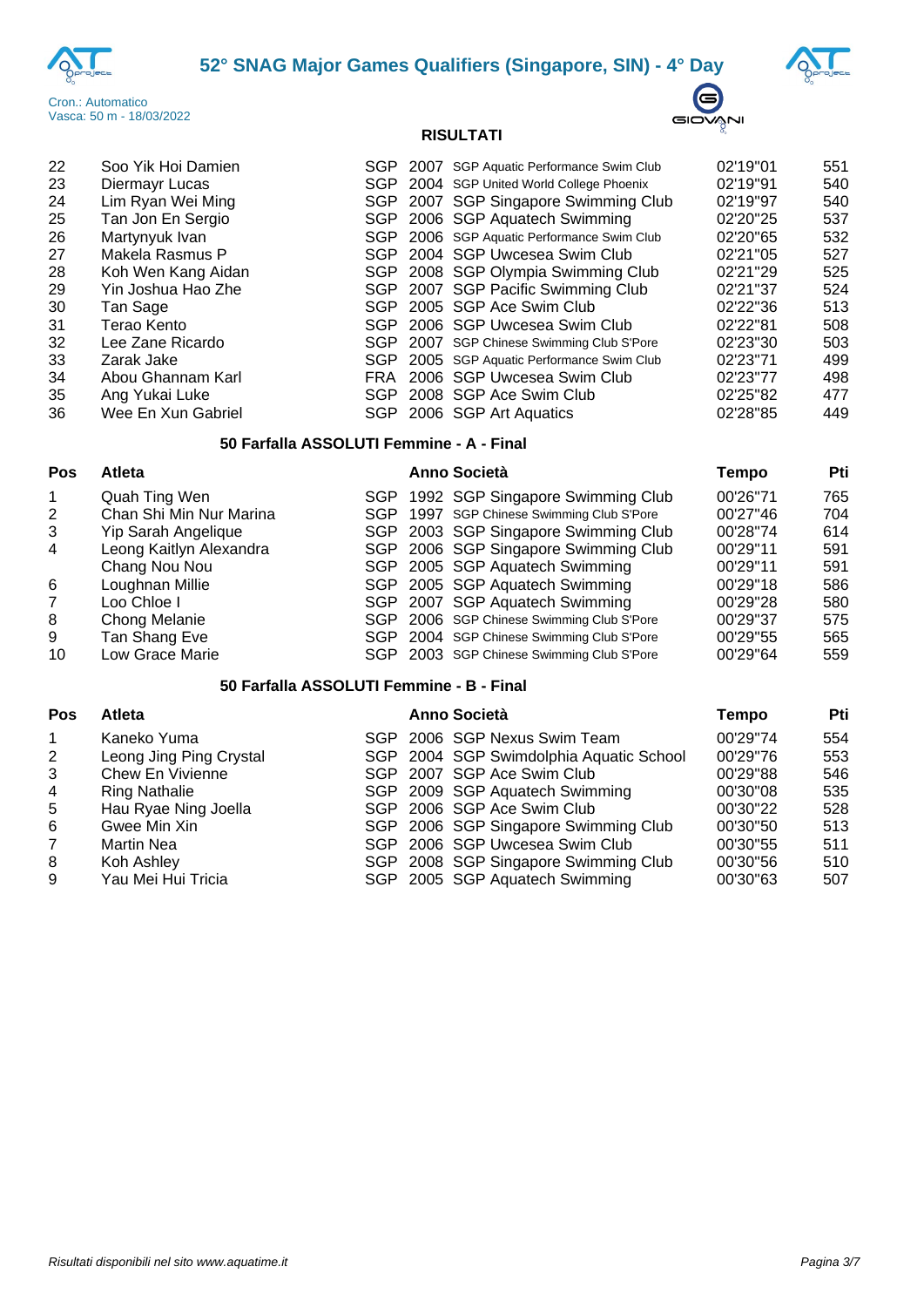| Pos | Atleta | Naz | Anno | Società | Tempo | Pti |
|---|---|---|---|---|---|---|
| 22 | Soo Yik Hoi Damien | SGP | 2007 | SGP Aquatic Performance Swim Club | 02'19"01 | 551 |
| 23 | Diermayr Lucas | SGP | 2004 | SGP United World College Phoenix | 02'19"91 | 540 |
| 24 | Lim Ryan Wei Ming | SGP | 2007 | SGP Singapore Swimming Club | 02'19"97 | 540 |
| 25 | Tan Jon En Sergio | SGP | 2006 | SGP Aquatech Swimming | 02'20"25 | 537 |
| 26 | Martynyuk Ivan | SGP | 2006 | SGP Aquatic Performance Swim Club | 02'20"65 | 532 |
| 27 | Makela Rasmus P | SGP | 2004 | SGP Uwcesea Swim Club | 02'21"05 | 527 |
| 28 | Koh Wen Kang Aidan | SGP | 2008 | SGP Olympia Swimming Club | 02'21"29 | 525 |
| 29 | Yin Joshua Hao Zhe | SGP | 2007 | SGP Pacific Swimming Club | 02'21"37 | 524 |
| 30 | Tan Sage | SGP | 2005 | SGP Ace Swim Club | 02'22"36 | 513 |
| 31 | Terao Kento | SGP | 2006 | SGP Uwcesea Swim Club | 02'22"81 | 508 |
| 32 | Lee Zane Ricardo | SGP | 2007 | SGP Chinese Swimming Club S'Pore | 02'23"30 | 503 |
| 33 | Zarak Jake | SGP | 2005 | SGP Aquatic Performance Swim Club | 02'23"71 | 499 |
| 34 | Abou Ghannam Karl | FRA | 2006 | SGP Uwcesea Swim Club | 02'23"77 | 498 |
| 35 | Ang Yukai Luke | SGP | 2008 | SGP Ace Swim Club | 02'25"82 | 477 |
| 36 | Wee En Xun Gabriel | SGP | 2006 | SGP Art Aquatics | 02'28"85 | 449 |

### 50 Farfalla ASSOLUTI Femmine - A - Final

| Pos | Atleta | | Anno | Società | Tempo | Pti |
|---|---|---|---|---|---|---|
| 1 | Quah Ting Wen | SGP | 1992 | SGP Singapore Swimming Club | 00'26"71 | 765 |
| 2 | Chan Shi Min Nur Marina | SGP | 1997 | SGP Chinese Swimming Club S'Pore | 00'27"46 | 704 |
| 3 | Yip Sarah Angelique | SGP | 2003 | SGP Singapore Swimming Club | 00'28"74 | 614 |
| 4 | Leong Kaitlyn Alexandra | SGP | 2006 | SGP Singapore Swimming Club | 00'29"11 | 591 |
| | Chang Nou Nou | SGP | 2005 | SGP Aquatech Swimming | 00'29"11 | 591 |
| 6 | Loughnan Millie | SGP | 2005 | SGP Aquatech Swimming | 00'29"18 | 586 |
| 7 | Loo Chloe I | SGP | 2007 | SGP Aquatech Swimming | 00'29"28 | 580 |
| 8 | Chong Melanie | SGP | 2006 | SGP Chinese Swimming Club S'Pore | 00'29"37 | 575 |
| 9 | Tan Shang Eve | SGP | 2004 | SGP Chinese Swimming Club S'Pore | 00'29"55 | 565 |
| 10 | Low Grace Marie | SGP | 2003 | SGP Chinese Swimming Club S'Pore | 00'29"64 | 559 |

### 50 Farfalla ASSOLUTI Femmine - B - Final

| Pos | Atleta | | Anno | Società | Tempo | Pti |
|---|---|---|---|---|---|---|
| 1 | Kaneko Yuma | SGP | 2006 | SGP Nexus Swim Team | 00'29"74 | 554 |
| 2 | Leong Jing Ping Crystal | SGP | 2004 | SGP Swimdolphia Aquatic School | 00'29"76 | 553 |
| 3 | Chew En Vivienne | SGP | 2007 | SGP Ace Swim Club | 00'29"88 | 546 |
| 4 | Ring Nathalie | SGP | 2009 | SGP Aquatech Swimming | 00'30"08 | 535 |
| 5 | Hau Ryae Ning Joella | SGP | 2006 | SGP Ace Swim Club | 00'30"22 | 528 |
| 6 | Gwee Min Xin | SGP | 2006 | SGP Singapore Swimming Club | 00'30"50 | 513 |
| 7 | Martin Nea | SGP | 2006 | SGP Uwcesea Swim Club | 00'30"55 | 511 |
| 8 | Koh Ashley | SGP | 2008 | SGP Singapore Swimming Club | 00'30"56 | 510 |
| 9 | Yau Mei Hui Tricia | SGP | 2005 | SGP Aquatech Swimming | 00'30"63 | 507 |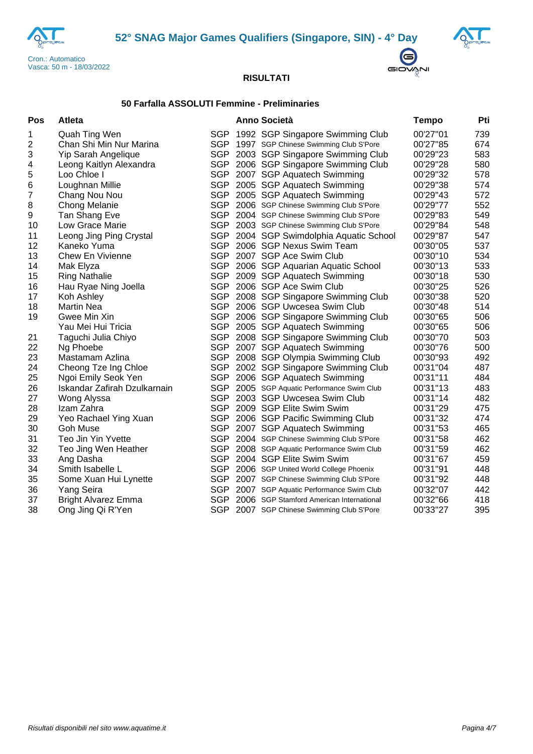# 52° SNAG Major Games Qualifiers (Singapore, SIN) - 4° Day

Cron.: Automatico
Vasca: 50 m - 18/03/2022

## RISULTATI

### 50 Farfalla ASSOLUTI Femmine - Preliminaries

| Pos | Atleta | | Anno | Società | Tempo | Pti |
|---|---|---|---|---|---|---|
| 1 | Quah Ting Wen | SGP | 1992 | SGP Singapore Swimming Club | 00'27"01 | 739 |
| 2 | Chan Shi Min Nur Marina | SGP | 1997 | SGP Chinese Swimming Club S'Pore | 00'27"85 | 674 |
| 3 | Yip Sarah Angelique | SGP | 2003 | SGP Singapore Swimming Club | 00'29"23 | 583 |
| 4 | Leong Kaitlyn Alexandra | SGP | 2006 | SGP Singapore Swimming Club | 00'29"28 | 580 |
| 5 | Loo Chloe I | SGP | 2007 | SGP Aquatech Swimming | 00'29"32 | 578 |
| 6 | Loughnan Millie | SGP | 2005 | SGP Aquatech Swimming | 00'29"38 | 574 |
| 7 | Chang Nou Nou | SGP | 2005 | SGP Aquatech Swimming | 00'29"43 | 572 |
| 8 | Chong Melanie | SGP | 2006 | SGP Chinese Swimming Club S'Pore | 00'29"77 | 552 |
| 9 | Tan Shang Eve | SGP | 2004 | SGP Chinese Swimming Club S'Pore | 00'29"83 | 549 |
| 10 | Low Grace Marie | SGP | 2003 | SGP Chinese Swimming Club S'Pore | 00'29"84 | 548 |
| 11 | Leong Jing Ping Crystal | SGP | 2004 | SGP Swimdolphia Aquatic School | 00'29"87 | 547 |
| 12 | Kaneko Yuma | SGP | 2006 | SGP Nexus Swim Team | 00'30"05 | 537 |
| 13 | Chew En Vivienne | SGP | 2007 | SGP Ace Swim Club | 00'30"10 | 534 |
| 14 | Mak Elyza | SGP | 2006 | SGP Aquarian Aquatic School | 00'30"13 | 533 |
| 15 | Ring Nathalie | SGP | 2009 | SGP Aquatech Swimming | 00'30"18 | 530 |
| 16 | Hau Ryae Ning Joella | SGP | 2006 | SGP Ace Swim Club | 00'30"25 | 526 |
| 17 | Koh Ashley | SGP | 2008 | SGP Singapore Swimming Club | 00'30"38 | 520 |
| 18 | Martin Nea | SGP | 2006 | SGP Uwcesea Swim Club | 00'30"48 | 514 |
| 19 | Gwee Min Xin | SGP | 2006 | SGP Singapore Swimming Club | 00'30"65 | 506 |
| | Yau Mei Hui Tricia | SGP | 2005 | SGP Aquatech Swimming | 00'30"65 | 506 |
| 21 | Taguchi Julia Chiyo | SGP | 2008 | SGP Singapore Swimming Club | 00'30"70 | 503 |
| 22 | Ng Phoebe | SGP | 2007 | SGP Aquatech Swimming | 00'30"76 | 500 |
| 23 | Mastamam Azlina | SGP | 2008 | SGP Olympia Swimming Club | 00'30"93 | 492 |
| 24 | Cheong Tze Ing Chloe | SGP | 2002 | SGP Singapore Swimming Club | 00'31"04 | 487 |
| 25 | Ngoi Emily Seok Yen | SGP | 2006 | SGP Aquatech Swimming | 00'31"11 | 484 |
| 26 | Iskandar Zafirah Dzulkarnain | SGP | 2005 | SGP Aquatic Performance Swim Club | 00'31"13 | 483 |
| 27 | Wong Alyssa | SGP | 2003 | SGP Uwcesea Swim Club | 00'31"14 | 482 |
| 28 | Izam Zahra | SGP | 2009 | SGP Elite Swim Swim | 00'31"29 | 475 |
| 29 | Yeo Rachael Ying Xuan | SGP | 2006 | SGP Pacific Swimming Club | 00'31"32 | 474 |
| 30 | Goh Muse | SGP | 2007 | SGP Aquatech Swimming | 00'31"53 | 465 |
| 31 | Teo Jin Yin Yvette | SGP | 2004 | SGP Chinese Swimming Club S'Pore | 00'31"58 | 462 |
| 32 | Teo Jing Wen Heather | SGP | 2008 | SGP Aquatic Performance Swim Club | 00'31"59 | 462 |
| 33 | Ang Dasha | SGP | 2004 | SGP Elite Swim Swim | 00'31"67 | 459 |
| 34 | Smith Isabelle L | SGP | 2006 | SGP United World College Phoenix | 00'31"91 | 448 |
| 35 | Some Xuan Hui Lynette | SGP | 2007 | SGP Chinese Swimming Club S'Pore | 00'31"92 | 448 |
| 36 | Yang Seira | SGP | 2007 | SGP Aquatic Performance Swim Club | 00'32"07 | 442 |
| 37 | Bright Alvarez Emma | SGP | 2006 | SGP Stamford American International | 00'32"66 | 418 |
| 38 | Ong Jing Qi R'Yen | SGP | 2007 | SGP Chinese Swimming Club S'Pore | 00'33"27 | 395 |

*Risultati disponibili nel sito www.aquatime.it*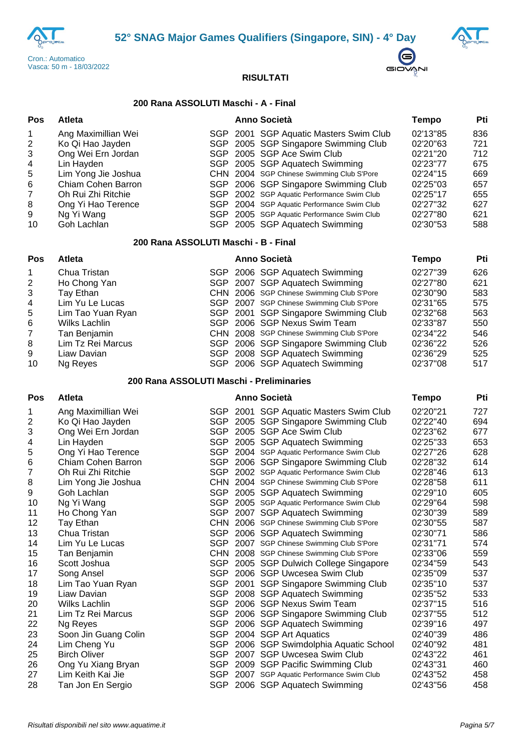# 52° SNAG Major Games Qualifiers (Singapore, SIN) - 4° Day

Cron.: Automatico
Vasca: 50 m - 18/03/2022

**RISULTATI**

### 200 Rana ASSOLUTI Maschi - A - Final

| Pos | Atleta | | Anno | Società | Tempo | Pti |
|---|---|---|---|---|---|---|
| 1 | Ang Maximillian Wei | SGP | 2001 | SGP Aquatic Masters Swim Club | 02'13"85 | 836 |
| 2 | Ko Qi Hao Jayden | SGP | 2005 | SGP Singapore Swimming Club | 02'20"63 | 721 |
| 3 | Ong Wei Ern Jordan | SGP | 2005 | SGP Ace Swim Club | 02'21"20 | 712 |
| 4 | Lin Hayden | SGP | 2005 | SGP Aquatech Swimming | 02'23"77 | 675 |
| 5 | Lim Yong Jie Joshua | CHN | 2004 | SGP Chinese Swimming Club S'Pore | 02'24"15 | 669 |
| 6 | Chiam Cohen Barron | SGP | 2006 | SGP Singapore Swimming Club | 02'25"03 | 657 |
| 7 | Oh Rui Zhi Ritchie | SGP | 2002 | SGP Aquatic Performance Swim Club | 02'25"17 | 655 |
| 8 | Ong Yi Hao Terence | SGP | 2004 | SGP Aquatic Performance Swim Club | 02'27"32 | 627 |
| 9 | Ng Yi Wang | SGP | 2005 | SGP Aquatic Performance Swim Club | 02'27"80 | 621 |
| 10 | Goh Lachlan | SGP | 2005 | SGP Aquatech Swimming | 02'30"53 | 588 |

### 200 Rana ASSOLUTI Maschi - B - Final

| Pos | Atleta | | Anno | Società | Tempo | Pti |
|---|---|---|---|---|---|---|
| 1 | Chua Tristan | SGP | 2006 | SGP Aquatech Swimming | 02'27"39 | 626 |
| 2 | Ho Chong Yan | SGP | 2007 | SGP Aquatech Swimming | 02'27"80 | 621 |
| 3 | Tay Ethan | CHN | 2006 | SGP Chinese Swimming Club S'Pore | 02'30"90 | 583 |
| 4 | Lim Yu Le Lucas | SGP | 2007 | SGP Chinese Swimming Club S'Pore | 02'31"65 | 575 |
| 5 | Lim Tao Yuan Ryan | SGP | 2001 | SGP Singapore Swimming Club | 02'32"68 | 563 |
| 6 | Wilks Lachlin | SGP | 2006 | SGP Nexus Swim Team | 02'33"87 | 550 |
| 7 | Tan Benjamin | CHN | 2008 | SGP Chinese Swimming Club S'Pore | 02'34"22 | 546 |
| 8 | Lim Tz Rei Marcus | SGP | 2006 | SGP Singapore Swimming Club | 02'36"22 | 526 |
| 9 | Liaw Davian | SGP | 2008 | SGP Aquatech Swimming | 02'36"29 | 525 |
| 10 | Ng Reyes | SGP | 2006 | SGP Aquatech Swimming | 02'37"08 | 517 |

### 200 Rana ASSOLUTI Maschi - Preliminaries

| Pos | Atleta | | Anno | Società | Tempo | Pti |
|---|---|---|---|---|---|---|
| 1 | Ang Maximillian Wei | SGP | 2001 | SGP Aquatic Masters Swim Club | 02'20"21 | 727 |
| 2 | Ko Qi Hao Jayden | SGP | 2005 | SGP Singapore Swimming Club | 02'22"40 | 694 |
| 3 | Ong Wei Ern Jordan | SGP | 2005 | SGP Ace Swim Club | 02'23"62 | 677 |
| 4 | Lin Hayden | SGP | 2005 | SGP Aquatech Swimming | 02'25"33 | 653 |
| 5 | Ong Yi Hao Terence | SGP | 2004 | SGP Aquatic Performance Swim Club | 02'27"26 | 628 |
| 6 | Chiam Cohen Barron | SGP | 2006 | SGP Singapore Swimming Club | 02'28"32 | 614 |
| 7 | Oh Rui Zhi Ritchie | SGP | 2002 | SGP Aquatic Performance Swim Club | 02'28"46 | 613 |
| 8 | Lim Yong Jie Joshua | CHN | 2004 | SGP Chinese Swimming Club S'Pore | 02'28"58 | 611 |
| 9 | Goh Lachlan | SGP | 2005 | SGP Aquatech Swimming | 02'29"10 | 605 |
| 10 | Ng Yi Wang | SGP | 2005 | SGP Aquatic Performance Swim Club | 02'29"64 | 598 |
| 11 | Ho Chong Yan | SGP | 2007 | SGP Aquatech Swimming | 02'30"39 | 589 |
| 12 | Tay Ethan | CHN | 2006 | SGP Chinese Swimming Club S'Pore | 02'30"55 | 587 |
| 13 | Chua Tristan | SGP | 2006 | SGP Aquatech Swimming | 02'30"71 | 586 |
| 14 | Lim Yu Le Lucas | SGP | 2007 | SGP Chinese Swimming Club S'Pore | 02'31"71 | 574 |
| 15 | Tan Benjamin | CHN | 2008 | SGP Chinese Swimming Club S'Pore | 02'33"06 | 559 |
| 16 | Scott Joshua | SGP | 2005 | SGP Dulwich College Singapore | 02'34"59 | 543 |
| 17 | Song Ansel | SGP | 2006 | SGP Uwcesea Swim Club | 02'35"09 | 537 |
| 18 | Lim Tao Yuan Ryan | SGP | 2001 | SGP Singapore Swimming Club | 02'35"10 | 537 |
| 19 | Liaw Davian | SGP | 2008 | SGP Aquatech Swimming | 02'35"52 | 533 |
| 20 | Wilks Lachlin | SGP | 2006 | SGP Nexus Swim Team | 02'37"15 | 516 |
| 21 | Lim Tz Rei Marcus | SGP | 2006 | SGP Singapore Swimming Club | 02'37"55 | 512 |
| 22 | Ng Reyes | SGP | 2006 | SGP Aquatech Swimming | 02'39"16 | 497 |
| 23 | Soon Jin Guang Colin | SGP | 2004 | SGP Art Aquatics | 02'40"39 | 486 |
| 24 | Lim Cheng Yu | SGP | 2006 | SGP Swimdolphia Aquatic School | 02'40"92 | 481 |
| 25 | Birch Oliver | SGP | 2007 | SGP Uwcesea Swim Club | 02'43"22 | 461 |
| 26 | Ong Yu Xiang Bryan | SGP | 2009 | SGP Pacific Swimming Club | 02'43"31 | 460 |
| 27 | Lim Keith Kai Jie | SGP | 2007 | SGP Aquatic Performance Swim Club | 02'43"52 | 458 |
| 28 | Tan Jon En Sergio | SGP | 2006 | SGP Aquatech Swimming | 02'43"56 | 458 |

*Risultati disponibili nel sito www.aquatime.it*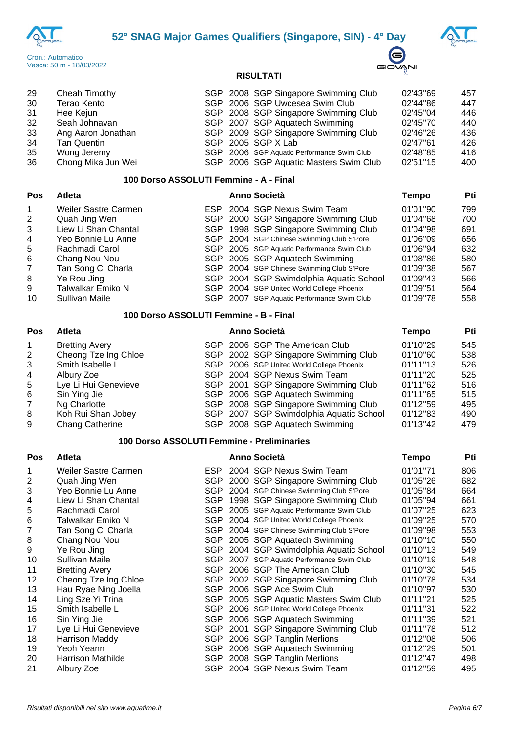| | | | | | | |
|---|---|---|---|---|---|---|
| 29 | Cheah Timothy | SGP | 2008 | SGP Singapore Swimming Club | 02'43"69 | 457 |
| 30 | Terao Kento | SGP | 2006 | SGP Uwcesea Swim Club | 02'44"86 | 447 |
| 31 | Hee Kejun | SGP | 2008 | SGP Singapore Swimming Club | 02'45"04 | 446 |
| 32 | Seah Johnavan | SGP | 2007 | SGP Aquatech Swimming | 02'45"70 | 440 |
| 33 | Ang Aaron Jonathan | SGP | 2009 | SGP Singapore Swimming Club | 02'46"26 | 436 |
| 34 | Tan Quentin | SGP | 2005 | SGP X Lab | 02'47"61 | 426 |
| 35 | Wong Jeremy | SGP | 2006 | SGP Aquatic Performance Swim Club | 02'48"85 | 416 |
| 36 | Chong Mika Jun Wei | SGP | 2006 | SGP Aquatic Masters Swim Club | 02'51"15 | 400 |

### 100 Dorso ASSOLUTI Femmine - A - Final

| Pos | Atleta | | Anno | Società | Tempo | Pti |
|---|---|---|---|---|---|---|
| 1 | Weiler Sastre Carmen | ESP | 2004 | SGP Nexus Swim Team | 01'01"90 | 799 |
| 2 | Quah Jing Wen | SGP | 2000 | SGP Singapore Swimming Club | 01'04"68 | 700 |
| 3 | Liew Li Shan Chantal | SGP | 1998 | SGP Singapore Swimming Club | 01'04"98 | 691 |
| 4 | Yeo Bonnie Lu Anne | SGP | 2004 | SGP Chinese Swimming Club S'Pore | 01'06"09 | 656 |
| 5 | Rachmadi Carol | SGP | 2005 | SGP Aquatic Performance Swim Club | 01'06"94 | 632 |
| 6 | Chang Nou Nou | SGP | 2005 | SGP Aquatech Swimming | 01'08"86 | 580 |
| 7 | Tan Song Ci Charla | SGP | 2004 | SGP Chinese Swimming Club S'Pore | 01'09"38 | 567 |
| 8 | Ye Rou Jing | SGP | 2004 | SGP Swimdolphia Aquatic School | 01'09"43 | 566 |
| 9 | Talwalkar Emiko N | SGP | 2004 | SGP United World College Phoenix | 01'09"51 | 564 |
| 10 | Sullivan Maile | SGP | 2007 | SGP Aquatic Performance Swim Club | 01'09"78 | 558 |

### 100 Dorso ASSOLUTI Femmine - B - Final

| Pos | Atleta | | Anno | Società | Tempo | Pti |
|---|---|---|---|---|---|---|
| 1 | Bretting Avery | SGP | 2006 | SGP The American Club | 01'10"29 | 545 |
| 2 | Cheong Tze Ing Chloe | SGP | 2002 | SGP Singapore Swimming Club | 01'10"60 | 538 |
| 3 | Smith Isabelle L | SGP | 2006 | SGP United World College Phoenix | 01'11"13 | 526 |
| 4 | Albury Zoe | SGP | 2004 | SGP Nexus Swim Team | 01'11"20 | 525 |
| 5 | Lye Li Hui Genevieve | SGP | 2001 | SGP Singapore Swimming Club | 01'11"62 | 516 |
| 6 | Sin Ying Jie | SGP | 2006 | SGP Aquatech Swimming | 01'11"65 | 515 |
| 7 | Ng Charlotte | SGP | 2008 | SGP Singapore Swimming Club | 01'12"59 | 495 |
| 8 | Koh Rui Shan Jobey | SGP | 2007 | SGP Swimdolphia Aquatic School | 01'12"83 | 490 |
| 9 | Chang Catherine | SGP | 2008 | SGP Aquatech Swimming | 01'13"42 | 479 |

### 100 Dorso ASSOLUTI Femmine - Preliminaries

| Pos | Atleta | | Anno | Società | Tempo | Pti |
|---|---|---|---|---|---|---|
| 1 | Weiler Sastre Carmen | ESP | 2004 | SGP Nexus Swim Team | 01'01"71 | 806 |
| 2 | Quah Jing Wen | SGP | 2000 | SGP Singapore Swimming Club | 01'05"26 | 682 |
| 3 | Yeo Bonnie Lu Anne | SGP | 2004 | SGP Chinese Swimming Club S'Pore | 01'05"84 | 664 |
| 4 | Liew Li Shan Chantal | SGP | 1998 | SGP Singapore Swimming Club | 01'05"94 | 661 |
| 5 | Rachmadi Carol | SGP | 2005 | SGP Aquatic Performance Swim Club | 01'07"25 | 623 |
| 6 | Talwalkar Emiko N | SGP | 2004 | SGP United World College Phoenix | 01'09"25 | 570 |
| 7 | Tan Song Ci Charla | SGP | 2004 | SGP Chinese Swimming Club S'Pore | 01'09"98 | 553 |
| 8 | Chang Nou Nou | SGP | 2005 | SGP Aquatech Swimming | 01'10"10 | 550 |
| 9 | Ye Rou Jing | SGP | 2004 | SGP Swimdolphia Aquatic School | 01'10"13 | 549 |
| 10 | Sullivan Maile | SGP | 2007 | SGP Aquatic Performance Swim Club | 01'10"19 | 548 |
| 11 | Bretting Avery | SGP | 2006 | SGP The American Club | 01'10"30 | 545 |
| 12 | Cheong Tze Ing Chloe | SGP | 2002 | SGP Singapore Swimming Club | 01'10"78 | 534 |
| 13 | Hau Ryae Ning Joella | SGP | 2006 | SGP Ace Swim Club | 01'10"97 | 530 |
| 14 | Ling Sze Yi Trina | SGP | 2005 | SGP Aquatic Masters Swim Club | 01'11"21 | 525 |
| 15 | Smith Isabelle L | SGP | 2006 | SGP United World College Phoenix | 01'11"31 | 522 |
| 16 | Sin Ying Jie | SGP | 2006 | SGP Aquatech Swimming | 01'11"39 | 521 |
| 17 | Lye Li Hui Genevieve | SGP | 2001 | SGP Singapore Swimming Club | 01'11"78 | 512 |
| 18 | Harrison Maddy | SGP | 2006 | SGP Tanglin Merlions | 01'12"08 | 506 |
| 19 | Yeoh Yeann | SGP | 2006 | SGP Aquatech Swimming | 01'12"29 | 501 |
| 20 | Harrison Mathilde | SGP | 2008 | SGP Tanglin Merlions | 01'12"47 | 498 |
| 21 | Albury Zoe | SGP | 2004 | SGP Nexus Swim Team | 01'12"59 | 495 |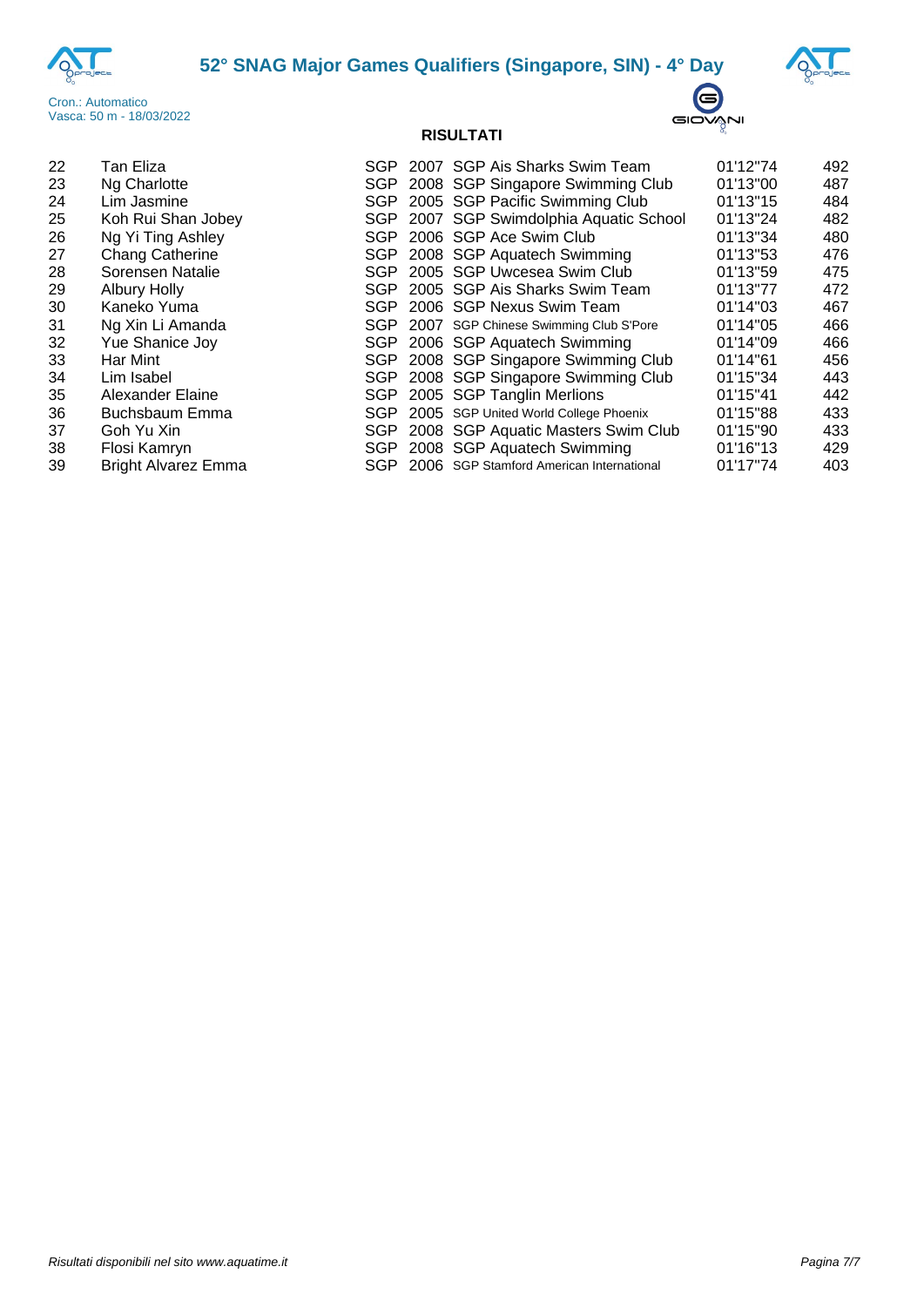# 52° SNAG Major Games Qualifiers (Singapore, SIN) - 4° Day

Cron.: Automatico
Vasca: 50 m - 18/03/2022

**RISULTATI**

| | | | | | | |
|---|---|---|---|---|---|---|
| 22 | Tan Eliza | SGP | 2007 | SGP Ais Sharks Swim Team | 01'12"74 | 492 |
| 23 | Ng Charlotte | SGP | 2008 | SGP Singapore Swimming Club | 01'13"00 | 487 |
| 24 | Lim Jasmine | SGP | 2005 | SGP Pacific Swimming Club | 01'13"15 | 484 |
| 25 | Koh Rui Shan Jobey | SGP | 2007 | SGP Swimdolphia Aquatic School | 01'13"24 | 482 |
| 26 | Ng Yi Ting Ashley | SGP | 2006 | SGP Ace Swim Club | 01'13"34 | 480 |
| 27 | Chang Catherine | SGP | 2008 | SGP Aquatech Swimming | 01'13"53 | 476 |
| 28 | Sorensen Natalie | SGP | 2005 | SGP Uwcesea Swim Club | 01'13"59 | 475 |
| 29 | Albury Holly | SGP | 2005 | SGP Ais Sharks Swim Team | 01'13"77 | 472 |
| 30 | Kaneko Yuma | SGP | 2006 | SGP Nexus Swim Team | 01'14"03 | 467 |
| 31 | Ng Xin Li Amanda | SGP | 2007 | SGP Chinese Swimming Club S'Pore | 01'14"05 | 466 |
| 32 | Yue Shanice Joy | SGP | 2006 | SGP Aquatech Swimming | 01'14"09 | 466 |
| 33 | Har Mint | SGP | 2008 | SGP Singapore Swimming Club | 01'14"61 | 456 |
| 34 | Lim Isabel | SGP | 2008 | SGP Singapore Swimming Club | 01'15"34 | 443 |
| 35 | Alexander Elaine | SGP | 2005 | SGP Tanglin Merlions | 01'15"41 | 442 |
| 36 | Buchsbaum Emma | SGP | 2005 | SGP United World College Phoenix | 01'15"88 | 433 |
| 37 | Goh Yu Xin | SGP | 2008 | SGP Aquatic Masters Swim Club | 01'15"90 | 433 |
| 38 | Flosi Kamryn | SGP | 2008 | SGP Aquatech Swimming | 01'16"13 | 429 |
| 39 | Bright Alvarez Emma | SGP | 2006 | SGP Stamford American International | 01'17"74 | 403 |

*Risultati disponibili nel sito www.aquatime.it*